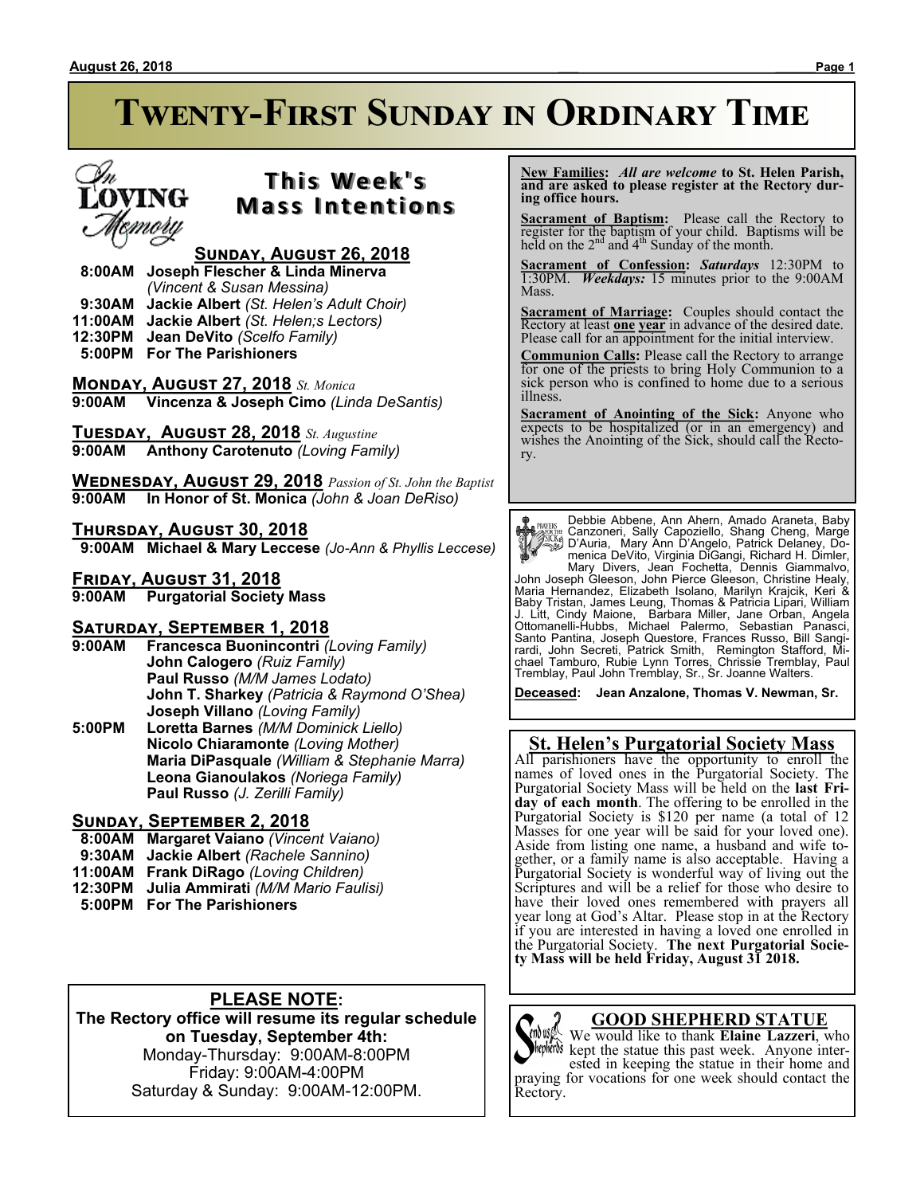# Twenty-First Sunday in Ordinary Time

## This Week's Mass Intentions

In Loving Memory

### Sunday, August 26, 2018

- **8:00AM Joseph Flescher & Linda Minerva** *(Vincent & Susan Messina)*
- **9:30AM Jackie Albert** *(St. Helen's Adult Choir)*
- **11:00AM Jackie Albert** *(St. Helen;s Lectors)*
- **12:30PM Jean DeVito** *(Scelfo Family)*
- **5:00PM For The Parishioners**

### Monday, August 27, 2018 *St. Monica*

- **9:00AM Vincenza & Joseph Cimo** *(Linda DeSantis)*

### Tuesday, August 28, 2018 *St. Augustine*

- **9:00AM Anthony Carotenuto** *(Loving Family)*

### Wednesday, August 29, 2018 *Passion of St. John the Baptist*

- **9:00AM In Honor of St. Monica** *(John & Joan DeRiso)*

### Thursday, August 30, 2018

- **9:00AM Michael & Mary Leccese** *(Jo-Ann & Phyllis Leccese)*

### Friday, August 31, 2018

- **9:00AM Purgatorial Society Mass**

### Saturday, September 1, 2018

- **9:00AM Francesca Buonincontri** *(Loving Family)*
  - **John Calogero** *(Ruiz Family)*
  - **Paul Russo** *(M/M James Lodato)*
  - **John T. Sharkey** *(Patricia & Raymond O'Shea)*
  - **Joseph Villano** *(Loving Family)*
- **5:00PM Loretta Barnes** *(M/M Dominick Liello)*
  - **Nicolo Chiaramonte** *(Loving Mother)*
  - **Maria DiPasquale** *(William & Stephanie Marra)*
  - **Leona Gianoulakos** *(Noriega Family)*
  - **Paul Russo** *(J. Zerilli Family)*

### Sunday, September 2, 2018

- **8:00AM Margaret Vaiano** *(Vincent Vaiano)*
- **9:30AM Jackie Albert** *(Rachele Sannino)*
- **11:00AM Frank DiRago** *(Loving Children)*
- **12:30PM Julia Ammirati** *(M/M Mario Faulisi)*
- **5:00PM For The Parishioners**

## PLEASE NOTE:

**The Rectory office will resume its regular schedule on Tuesday, September 4th:**

Monday-Thursday: 9:00AM-8:00PM
Friday: 9:00AM-4:00PM
Saturday & Sunday: 9:00AM-12:00PM.

---

**New Families:** ***All are welcome*** **to St. Helen Parish, and are asked to please register at the Rectory during office hours.**

**Sacrament of Baptism:** Please call the Rectory to register for the baptism of your child. Baptisms will be held on the 2nd and 4th Sunday of the month.

**Sacrament of Confession:** ***Saturdays*** 12:30PM to 1:30PM. ***Weekdays:*** 15 minutes prior to the 9:00AM Mass.

**Sacrament of Marriage:** Couples should contact the Rectory at least **one year** in advance of the desired date. Please call for an appointment for the initial interview.

**Communion Calls:** Please call the Rectory to arrange for one of the priests to bring Holy Communion to a sick person who is confined to home due to a serious illness.

**Sacrament of Anointing of the Sick:** Anyone who expects to be hospitalized (or in an emergency) and wishes the Anointing of the Sick, should call the Rectory.

---

Prayers for the Sick

Debbie Abbene, Ann Ahern, Amado Araneta, Baby Canzoneri, Sally Capoziello, Shang Cheng, Marge D'Auria, Mary Ann D'Angelo, Patrick Delaney, Domenica DeVito, Virginia DiGangi, Richard H. Dimler, Mary Divers, Jean Fochetta, Dennis Giammalvo, John Joseph Gleeson, John Pierce Gleeson, Christine Healy, Maria Hernandez, Elizabeth Isolano, Marilyn Krajcik, Keri & Baby Tristan, James Leung, Thomas & Patricia Lipari, William J. Litt, Cindy Maione, Barbara Miller, Jane Orban, Angela Ottomanelli-Hubbs, Michael Palermo, Sebastian Panasci, Santo Pantina, Joseph Questore, Frances Russo, Bill Sangirardi, John Secreti, Patrick Smith, Remington Stafford, Michael Tamburo, Rubie Lynn Torres, Chrissie Tremblay, Paul Tremblay, Paul John Tremblay, Sr., Sr. Joanne Walters.

**Deceased: Jean Anzalone, Thomas V. Newman, Sr.**

---

## St. Helen's Purgatorial Society Mass

All parishioners have the opportunity to enroll the names of loved ones in the Purgatorial Society. The Purgatorial Society Mass will be held on the **last Friday of each month**. The offering to be enrolled in the Purgatorial Society is $120 per name (a total of 12 Masses for one year will be said for your loved one). Aside from listing one name, a husband and wife together, or a family name is also acceptable. Having a Purgatorial Society is wonderful way of living out the Scriptures and will be a relief for those who desire to have their loved ones remembered with prayers all year long at God's Altar. Please stop in at the Rectory if you are interested in having a loved one enrolled in the Purgatorial Society. **The next Purgatorial Society Mass will be held Friday, August 31 2018.**

---

## GOOD SHEPHERD STATUE

Send us Shepherds

We would like to thank **Elaine Lazzeri**, who kept the statue this past week. Anyone interested in keeping the statue in their home and praying for vocations for one week should contact the Rectory.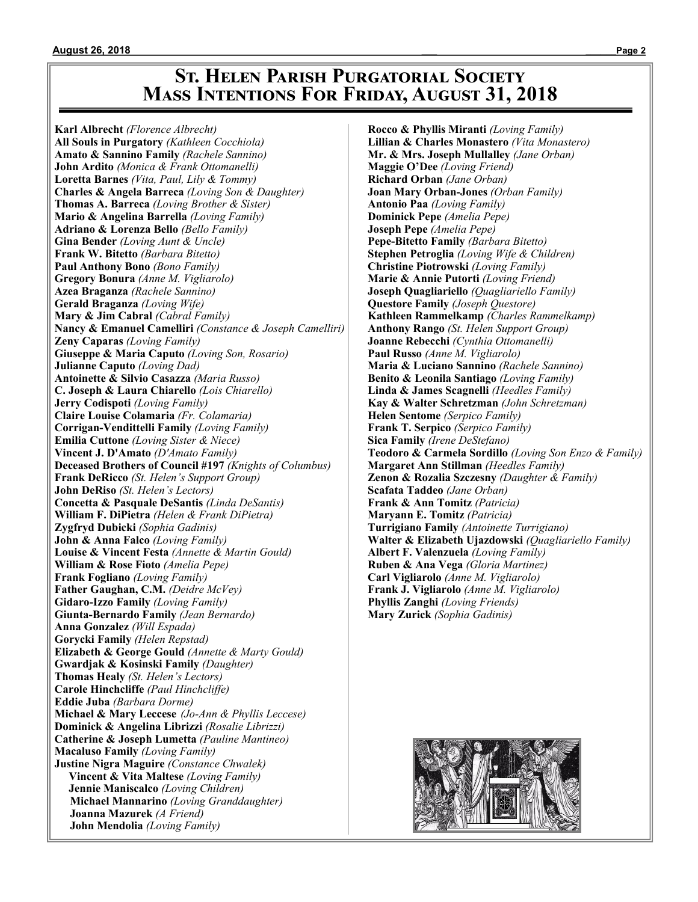# St. Helen Parish Purgatorial Society
## Mass Intentions For Friday, August 31, 2018

**Karl Albrecht** *(Florence Albrecht)*
**All Souls in Purgatory** *(Kathleen Cocchiola)*
**Amato & Sannino Family** *(Rachele Sannino)*
**John Ardito** *(Monica & Frank Ottomanelli)*
**Loretta Barnes** *(Vita, Paul, Lily & Tommy)*
**Charles & Angela Barreca** *(Loving Son & Daughter)*
**Thomas A. Barreca** *(Loving Brother & Sister)*
**Mario & Angelina Barrella** *(Loving Family)*
**Adriano & Lorenza Bello** *(Bello Family)*
**Gina Bender** *(Loving Aunt & Uncle)*
**Frank W. Bitetto** *(Barbara Bitetto)*
**Paul Anthony Bono** *(Bono Family)*
**Gregory Bonura** *(Anne M. Vigliarolo)*
**Azea Braganza** *(Rachele Sannino)*
**Gerald Braganza** *(Loving Wife)*
**Mary & Jim Cabral** *(Cabral Family)*
**Nancy & Emanuel Camelliri** *(Constance & Joseph Camelliri)*
**Zeny Caparas** *(Loving Family)*
**Giuseppe & Maria Caputo** *(Loving Son, Rosario)*
**Julianne Caputo** *(Loving Dad)*
**Antoinette & Silvio Casazza** *(Maria Russo)*
**C. Joseph & Laura Chiarello** *(Lois Chiarello)*
**Jerry Codispoti** *(Loving Family)*
**Claire Louise Colamaria** *(Fr. Colamaria)*
**Corrigan-Vendittelli Family** *(Loving Family)*
**Emilia Cuttone** *(Loving Sister & Niece)*
**Vincent J. D'Amato** *(D'Amato Family)*
**Deceased Brothers of Council #197** *(Knights of Columbus)*
**Frank DeRicco** *(St. Helen's Support Group)*
**John DeRiso** *(St. Helen's Lectors)*
**Concetta & Pasquale DeSantis** *(Linda DeSantis)*
**William F. DiPietra** *(Helen & Frank DiPietra)*
**Zygfryd Dubicki** *(Sophia Gadinis)*
**John & Anna Falco** *(Loving Family)*
**Louise & Vincent Festa** *(Annette & Martin Gould)*
**William & Rose Fioto** *(Amelia Pepe)*
**Frank Fogliano** *(Loving Family)*
**Father Gaughan, C.M.** *(Deidre McVey)*
**Gidaro-Izzo Family** *(Loving Family)*
**Giunta-Bernardo Family** *(Jean Bernardo)*
**Anna Gonzalez** *(Will Espada)*
**Gorycki Family** *(Helen Repstad)*
**Elizabeth & George Gould** *(Annette & Marty Gould)*
**Gwardjak & Kosinski Family** *(Daughter)*
**Thomas Healy** *(St. Helen's Lectors)*
**Carole Hinchcliffe** *(Paul Hinchcliffe)*
**Eddie Juba** *(Barbara Dorme)*
**Michael & Mary Leccese** *(Jo-Ann & Phyllis Leccese)*
**Dominick & Angelina Librizzi** *(Rosalie Librizzi)*
**Catherine & Joseph Lumetta** *(Pauline Mantineo)*
**Macaluso Family** *(Loving Family)*
**Justine Nigra Maguire** *(Constance Chwalek)*
**Vincent & Vita Maltese** *(Loving Family)*
**Jennie Maniscalco** *(Loving Children)*
**Michael Mannarino** *(Loving Granddaughter)*
**Joanna Mazurek** *(A Friend)*
**John Mendolia** *(Loving Family)*
**Rocco & Phyllis Miranti** *(Loving Family)*
**Lillian & Charles Monastero** *(Vita Monastero)*
**Mr. & Mrs. Joseph Mullalley** *(Jane Orban)*
**Maggie O'Dee** *(Loving Friend)*
**Richard Orban** *(Jane Orban)*
**Joan Mary Orban-Jones** *(Orban Family)*
**Antonio Paa** *(Loving Family)*
**Dominick Pepe** *(Amelia Pepe)*
**Joseph Pepe** *(Amelia Pepe)*
**Pepe-Bitetto Family** *(Barbara Bitetto)*
**Stephen Petroglia** *(Loving Wife & Children)*
**Christine Piotrowski** *(Loving Family)*
**Marie & Annie Putorti** *(Loving Friend)*
**Joseph Quagliariello** *(Quagliariello Family)*
**Questore Family** *(Joseph Questore)*
**Kathleen Rammelkamp** *(Charles Rammelkamp)*
**Anthony Rango** *(St. Helen Support Group)*
**Joanne Rebecchi** *(Cynthia Ottomanelli)*
**Paul Russo** *(Anne M. Vigliarolo)*
**Maria & Luciano Sannino** *(Rachele Sannino)*
**Benito & Leonila Santiago** *(Loving Family)*
**Linda & James Scagnelli** *(Heedles Family)*
**Kay & Walter Schretzman** *(John Schretzman)*
**Helen Sentome** *(Serpico Family)*
**Frank T. Serpico** *(Serpico Family)*
**Sica Family** *(Irene DeStefano)*
**Teodoro & Carmela Sordillo** *(Loving Son Enzo & Family)*
**Margaret Ann Stillman** *(Heedles Family)*
**Zenon & Rozalia Szczesny** *(Daughter & Family)*
**Scafata Taddeo** *(Jane Orban)*
**Frank & Ann Tomitz** *(Patricia)*
**Maryann E. Tomitz** *(Patricia)*
**Turrigiano Family** *(Antoinette Turrigiano)*
**Walter & Elizabeth Ujazdowski** *(Quagliariello Family)*
**Albert F. Valenzuela** *(Loving Family)*
**Ruben & Ana Vega** *(Gloria Martinez)*
**Carl Vigliarolo** *(Anne M. Vigliarolo)*
**Frank J. Vigliarolo** *(Anne M. Vigliarolo)*
**Phyllis Zanghi** *(Loving Friends)*
**Mary Zurick** *(Sophia Gadinis)*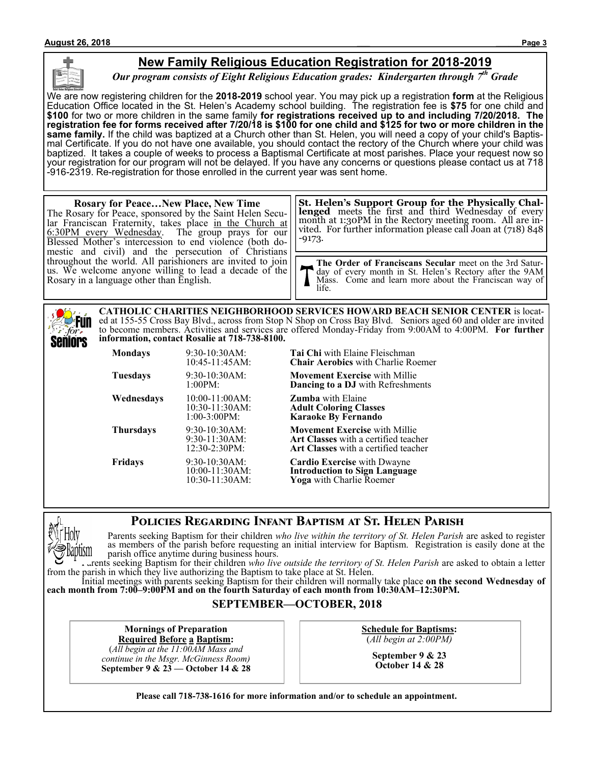## New Family Religious Education Registration for 2018-2019

***Our program consists of Eight Religious Education grades: Kindergarten through 7th Grade***

We are now registering children for the **2018-2019** school year. You may pick up a registration **form** at the Religious Education Office located in the St. Helen's Academy school building. The registration fee is **$75** for one child and **$100** for two or more children in the same family **for registrations received up to and including 7/20/2018. The registration fee for forms received after 7/20/18 is $100 for one child and $125 for two or more children in the same family.** If the child was baptized at a Church other than St. Helen, you will need a copy of your child's Baptismal Certificate. If you do not have one available, you should contact the rectory of the Church where your child was baptized. It takes a couple of weeks to process a Baptismal Certificate at most parishes. Place your request now so your registration for our program will not be delayed. If you have any concerns or questions please contact us at 718-916-2319. Re-registration for those enrolled in the current year was sent home.

**Rosary for Peace…New Place, New Time**

The Rosary for Peace, sponsored by the Saint Helen Secular Franciscan Fraternity, takes place in the Church at 6:30PM every Wednesday. The group prays for our Blessed Mother's intercession to end violence (both domestic and civil) and the persecution of Christians throughout the world. All parishioners are invited to join us. We welcome anyone willing to lead a decade of the Rosary in a language other than English.

**St. Helen's Support Group for the Physically Challenged** meets the first and third Wednesday of every month at 1:30PM in the Rectory meeting room. All are invited. For further information please call Joan at (718) 848-9173.

**The Order of Franciscans Secular** meet on the 3rd Saturday of every month in St. Helen's Rectory after the 9AM Mass. Come and learn more about the Franciscan way of life.

**CATHOLIC CHARITIES NEIGHBORHOOD SERVICES HOWARD BEACH SENIOR CENTER** is located at 155-55 Cross Bay Blvd., across from Stop N Shop on Cross Bay Blvd. Seniors aged 60 and older are invited to become members. Activities and services are offered Monday-Friday from 9:00AM to 4:00PM. **For further information, contact Rosalie at 718-738-8100.**

| Day | Time | Activity |
|---|---|---|
| **Mondays** | 9:30-10:30AM: | **Tai Chi** with Elaine Fleischman |
| | 10:45-11:45AM: | **Chair Aerobics** with Charlie Roemer |
| **Tuesdays** | 9:30-10:30AM: | **Movement Exercise** with Millie |
| | 1:00PM: | **Dancing to a DJ** with Refreshments |
| **Wednesdays** | 10:00-11:00AM: | **Zumba** with Elaine |
| | 10:30-11:30AM: | **Adult Coloring Classes** |
| | 1:00-3:00PM: | **Karaoke By Fernando** |
| **Thursdays** | 9:30-10:30AM: | **Movement Exercise** with Millie |
| | 9:30-11:30AM: | **Art Classes** with a certified teacher |
| | 12:30-2:30PM: | **Art Classes** with a certified teacher |
| **Fridays** | 9:30-10:30AM: | **Cardio Exercise** with Dwayne |
| | 10:00-11:30AM: | **Introduction to Sign Language** |
| | 10:30-11:30AM: | **Yoga** with Charlie Roemer |

## Policies Regarding Infant Baptism at St. Helen Parish

Parents seeking Baptism for their children *who live within the territory of St. Helen Parish* are asked to register as members of the parish before requesting an initial interview for Baptism. Registration is easily done at the parish office anytime during business hours.

Parents seeking Baptism for their children *who live outside the territory of St. Helen Parish* are asked to obtain a letter from the parish in which they live authorizing the Baptism to take place at St. Helen.

Initial meetings with parents seeking Baptism for their children will normally take place **on the second Wednesday of each month from 7:00–9:00PM and on the fourth Saturday of each month from 10:30AM–12:30PM.**

### SEPTEMBER—OCTOBER, 2018

**Mornings of Preparation Required Before a Baptism:**
(*All begin at the 11:00AM Mass and continue in the Msgr. McGinness Room)*
**September 9 & 23 — October 14 & 28**

**Schedule for Baptisms:**
(*All begin at 2:00PM)*
**September 9 & 23**
**October 14 & 28**

**Please call 718-738-1616 for more information and/or to schedule an appointment.**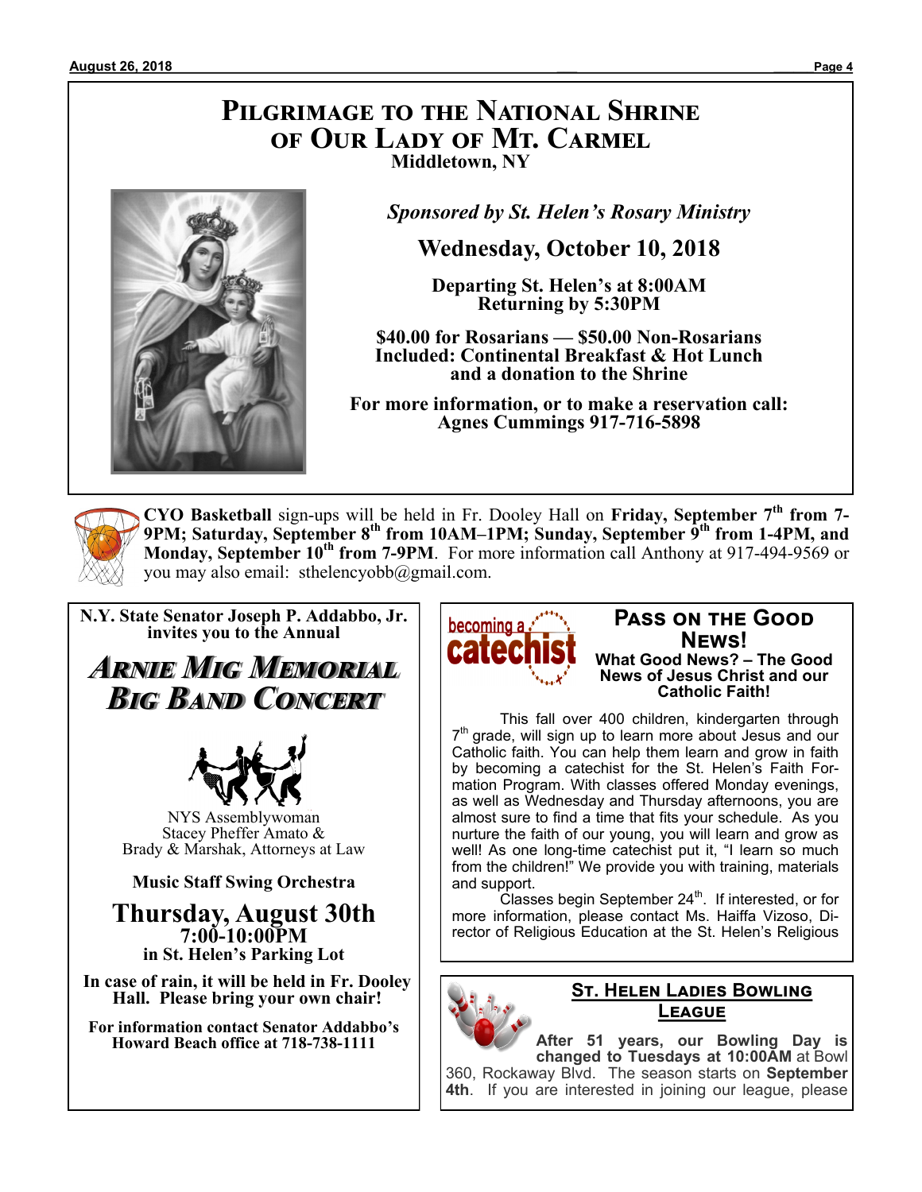# Pilgrimage to the National Shrine of Our Lady of Mt. Carmel

**Middletown, NY**

*Sponsored by St. Helen's Rosary Ministry*

## Wednesday, October 10, 2018

**Departing St. Helen's at 8:00AM**
**Returning by 5:30PM**

**$40.00 for Rosarians — $50.00 Non-Rosarians**
**Included: Continental Breakfast & Hot Lunch and a donation to the Shrine**

**For more information, or to make a reservation call: Agnes Cummings 917-716-5898**

---

**CYO Basketball** sign-ups will be held in Fr. Dooley Hall on **Friday, September 7th from 7-9PM; Saturday, September 8th from 10AM–1PM; Sunday, September 9th from 1-4PM, and Monday, September 10th from 7-9PM**. For more information call Anthony at 917-494-9569 or you may also email: sthelencyobb@gmail.com.

---

**N.Y. State Senator Joseph P. Addabbo, Jr. invites you to the Annual**

## *Arnie Mig Memorial Big Band Concert*

NYS Assemblywoman
Stacey Pheffer Amato &
Brady & Marshak, Attorneys at Law

**Music Staff Swing Orchestra**

## Thursday, August 30th

**7:00-10:00PM**
**in St. Helen's Parking Lot**

**In case of rain, it will be held in Fr. Dooley Hall. Please bring your own chair!**

**For information contact Senator Addabbo's Howard Beach office at 718-738-1111**

---

becoming a catechist

## Pass on the Good News!

**What Good News? – The Good News of Jesus Christ and our Catholic Faith!**

This fall over 400 children, kindergarten through 7th grade, will sign up to learn more about Jesus and our Catholic faith. You can help them learn and grow in faith by becoming a catechist for the St. Helen's Faith Formation Program. With classes offered Monday evenings, as well as Wednesday and Thursday afternoons, you are almost sure to find a time that fits your schedule. As you nurture the faith of our young, you will learn and grow as well! As one long-time catechist put it, "I learn so much from the children!" We provide you with training, materials and support.

Classes begin September 24th. If interested, or for more information, please contact Ms. Haiffa Vizoso, Director of Religious Education at the St. Helen's Religious

---

## St. Helen Ladies Bowling League

**After 51 years, our Bowling Day is changed to Tuesdays at 10:00AM** at Bowl 360, Rockaway Blvd. The season starts on **September 4th**. If you are interested in joining our league, please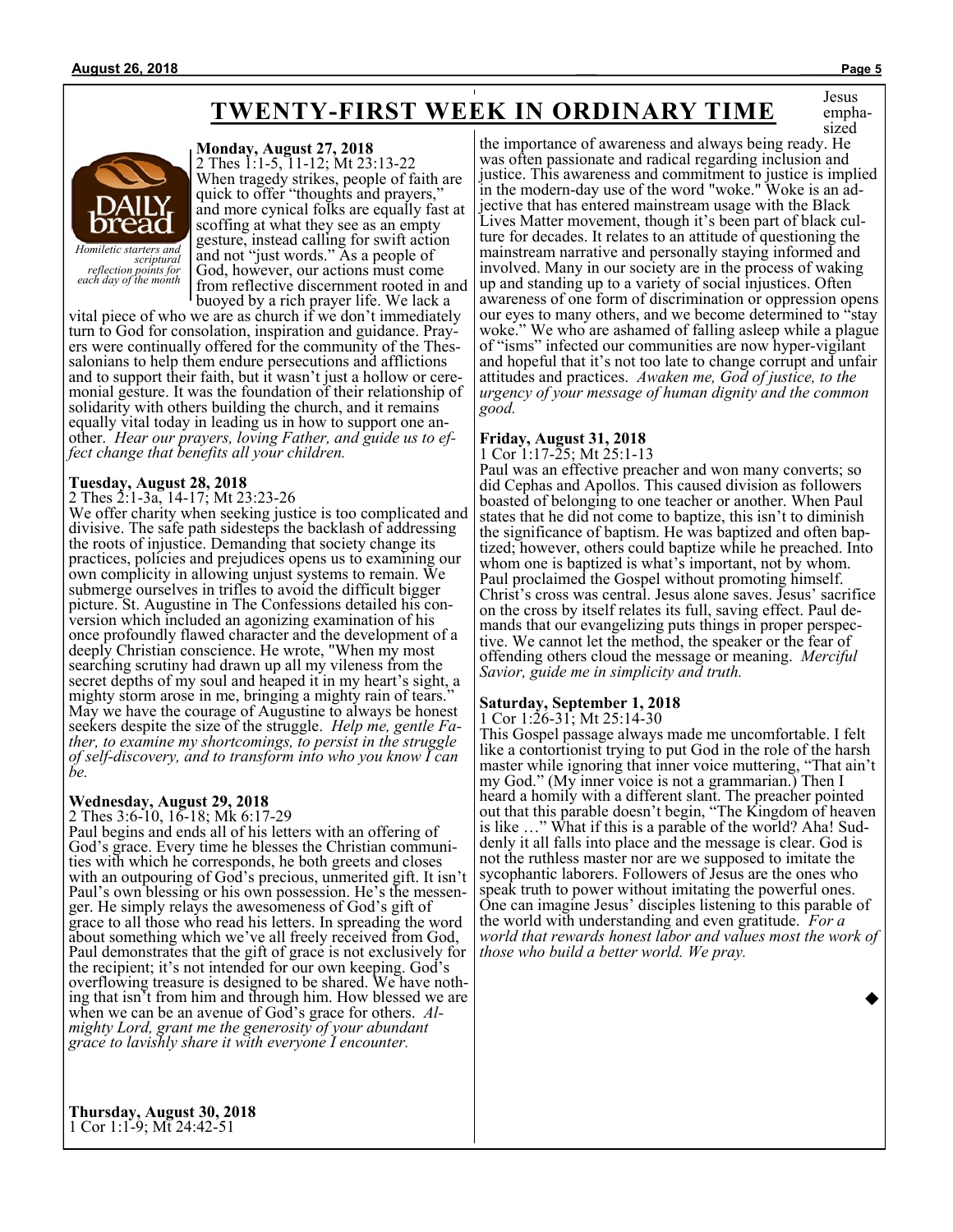# TWENTY-FIRST WEEK IN ORDINARY TIME

DAILY bread

*Homiletic starters and scriptural reflection points for each day of the month*

**Monday, August 27, 2018**
2 Thes 1:1-5, 11-12; Mt 23:13-22
When tragedy strikes, people of faith are quick to offer "thoughts and prayers," and more cynical folks are equally fast at scoffing at what they see as an empty gesture, instead calling for swift action and not "just words." As a people of God, however, our actions must come from reflective discernment rooted in and buoyed by a rich prayer life. We lack a vital piece of who we are as church if we don't immediately turn to God for consolation, inspiration and guidance. Prayers were continually offered for the community of the Thessalonians to help them endure persecutions and afflictions and to support their faith, but it wasn't just a hollow or ceremonial gesture. It was the foundation of their relationship of solidarity with others building the church, and it remains equally vital today in leading us in how to support one another. *Hear our prayers, loving Father, and guide us to effect change that benefits all your children.*

**Tuesday, August 28, 2018**
2 Thes 2:1-3a, 14-17; Mt 23:23-26
We offer charity when seeking justice is too complicated and divisive. The safe path sidesteps the backlash of addressing the roots of injustice. Demanding that society change its practices, policies and prejudices opens us to examining our own complicity in allowing unjust systems to remain. We submerge ourselves in trifles to avoid the difficult bigger picture. St. Augustine in The Confessions detailed his conversion which included an agonizing examination of his once profoundly flawed character and the development of a deeply Christian conscience. He wrote, "When my most searching scrutiny had drawn up all my vileness from the secret depths of my soul and heaped it in my heart's sight, a mighty storm arose in me, bringing a mighty rain of tears." May we have the courage of Augustine to always be honest seekers despite the size of the struggle. *Help me, gentle Father, to examine my shortcomings, to persist in the struggle of self-discovery, and to transform into who you know I can be.*

**Wednesday, August 29, 2018**
2 Thes 3:6-10, 16-18; Mk 6:17-29
Paul begins and ends all of his letters with an offering of God's grace. Every time he blesses the Christian communities with which he corresponds, he both greets and closes with an outpouring of God's precious, unmerited gift. It isn't Paul's own blessing or his own possession. He's the messenger. He simply relays the awesomeness of God's gift of grace to all those who read his letters. In spreading the word about something which we've all freely received from God, Paul demonstrates that the gift of grace is not exclusively for the recipient; it's not intended for our own keeping. God's overflowing treasure is designed to be shared. We have nothing that isn't from him and through him. How blessed we are when we can be an avenue of God's grace for others. *Almighty Lord, grant me the generosity of your abundant grace to lavishly share it with everyone I encounter.*

**Thursday, August 30, 2018**
1 Cor 1:1-9; Mt 24:42-51
Jesus emphasized the importance of awareness and always being ready. He was often passionate and radical regarding inclusion and justice. This awareness and commitment to justice is implied in the modern-day use of the word "woke." Woke is an adjective that has entered mainstream usage with the Black Lives Matter movement, though it's been part of black culture for decades. It relates to an attitude of questioning the mainstream narrative and personally staying informed and involved. Many in our society are in the process of waking up and standing up to a variety of social injustices. Often awareness of one form of discrimination or oppression opens our eyes to many others, and we become determined to "stay woke." We who are ashamed of falling asleep while a plague of "isms" infected our communities are now hyper-vigilant and hopeful that it's not too late to change corrupt and unfair attitudes and practices. *Awaken me, God of justice, to the urgency of your message of human dignity and the common good.*

**Friday, August 31, 2018**
1 Cor 1:17-25; Mt 25:1-13
Paul was an effective preacher and won many converts; so did Cephas and Apollos. This caused division as followers boasted of belonging to one teacher or another. When Paul states that he did not come to baptize, this isn't to diminish the significance of baptism. He was baptized and often baptized; however, others could baptize while he preached. Into whom one is baptized is what's important, not by whom. Paul proclaimed the Gospel without promoting himself. Christ's cross was central. Jesus alone saves. Jesus' sacrifice on the cross by itself relates its full, saving effect. Paul demands that our evangelizing puts things in proper perspective. We cannot let the method, the speaker or the fear of offending others cloud the message or meaning. *Merciful Savior, guide me in simplicity and truth.*

**Saturday, September 1, 2018**
1 Cor 1:26-31; Mt 25:14-30
This Gospel passage always made me uncomfortable. I felt like a contortionist trying to put God in the role of the harsh master while ignoring that inner voice muttering, "That ain't my God." (My inner voice is not a grammarian.) Then I heard a homily with a different slant. The preacher pointed out that this parable doesn't begin, "The Kingdom of heaven is like …" What if this is a parable of the world? Aha! Suddenly it all falls into place and the message is clear. God is not the ruthless master nor are we supposed to imitate the sycophantic laborers. Followers of Jesus are the ones who speak truth to power without imitating the powerful ones. One can imagine Jesus' disciples listening to this parable of the world with understanding and even gratitude. *For a world that rewards honest labor and values most the work of those who build a better world. We pray.*

◆